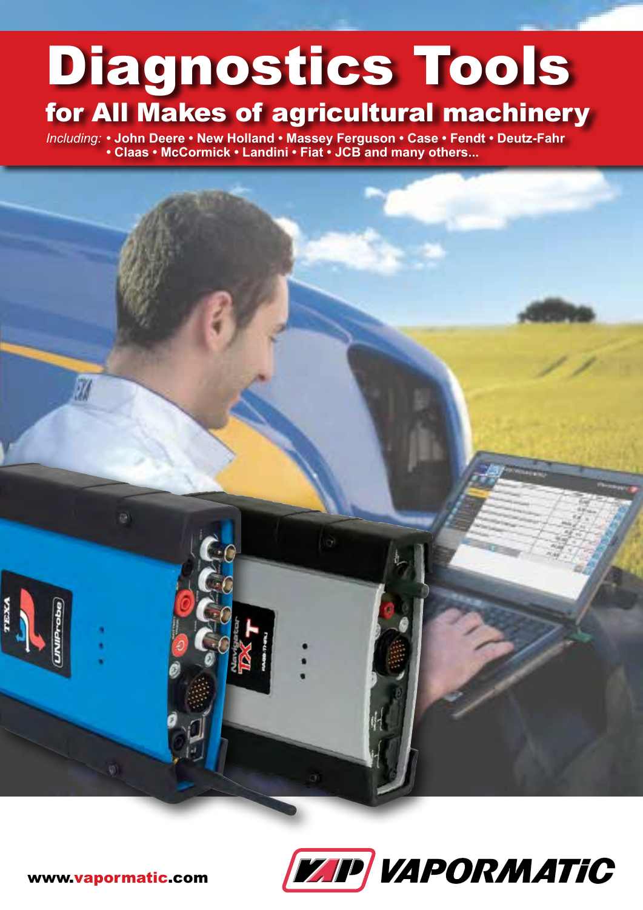# Diagnostics Tools

## for All Makes of agricultural machinery

*Including:* • John Deere • New Holland • Massey Ferguson • Case • Fendt • Deutz-Fahr • Claas • McCormick • Landini • Fiat • JCB and many others...

www.vapormatic.com

VAPORMATIC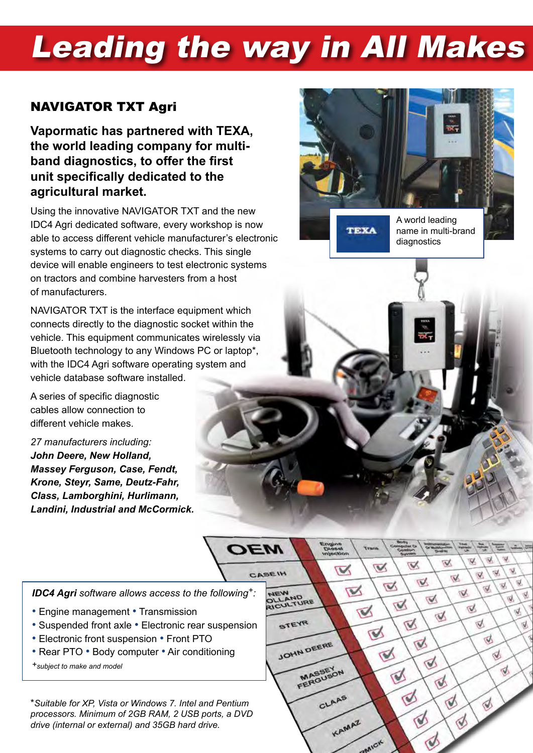# Leading the way in All Makes

## NAVIGATOR TXT Agri

**Vapormatic has partnered with TEXA, the world leading company for multi-band diagnostics, to offer the first unit specifically dedicated to the agricultural market.**

Using the innovative NAVIGATOR TXT and the new IDC4 Agri dedicated software, every workshop is now able to access different vehicle manufacturer's electronic systems to carry out diagnostic checks. This single device will enable engineers to test electronic systems on tractors and combine harvesters from a host of manufacturers.

NAVIGATOR TXT is the interface equipment which connects directly to the diagnostic socket within the vehicle. This equipment communicates wirelessly via Bluetooth technology to any Windows PC or laptop*, with the IDC4 Agri software operating system and vehicle database software installed.

A series of specific diagnostic cables allow connection to different vehicle makes.

*27 manufacturers including:*
***John Deere, New Holland, Massey Ferguson, Case, Fendt, Krone, Steyr, Same, Deutz-Fahr, Class, Lamborghini, Hurlimann, Landini, Industrial and McCormick.***

TEXA — A world leading name in multi-brand diagnostics

***IDC4 Agri** software allows access to the following+:*

- Engine management • Transmission
- Suspended front axle • Electronic rear suspension
- Electronic front suspension • Front PTO
- Rear PTO • Body computer • Air conditioning

*+subject to make and model*

*\*Suitable for XP, Vista or Windows 7. Intel and Pentium processors. Minimum of 2GB RAM, 2 USB ports, a DVD drive (internal or external) and 35GB hard drive.*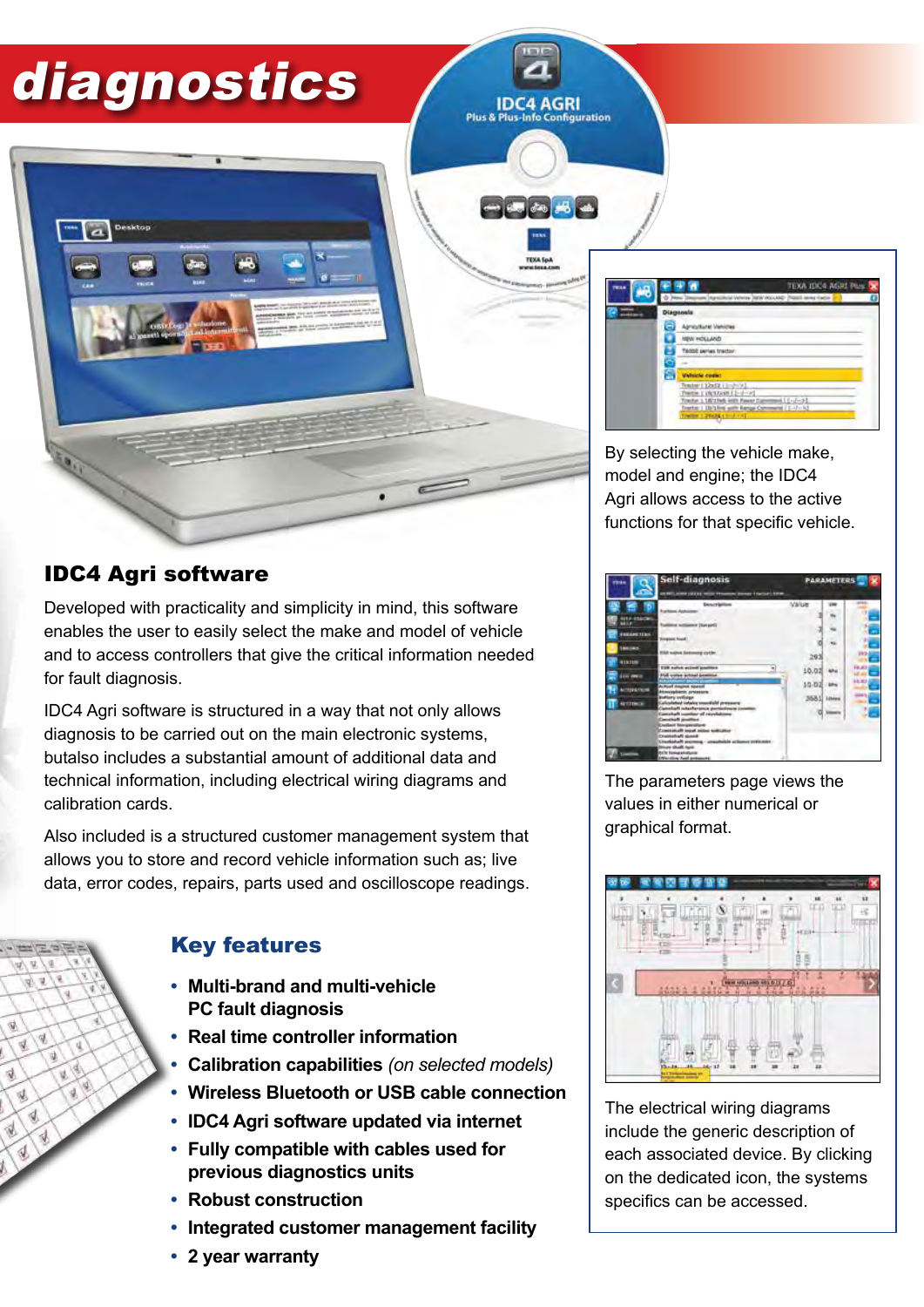# diagnostics

## IDC4 Agri software

Developed with practicality and simplicity in mind, this software enables the user to easily select the make and model of vehicle and to access controllers that give the critical information needed for fault diagnosis.

IDC4 Agri software is structured in a way that not only allows diagnosis to be carried out on the main electronic systems, butalso includes a substantial amount of additional data and technical information, including electrical wiring diagrams and calibration cards.

Also included is a structured customer management system that allows you to store and record vehicle information such as; live data, error codes, repairs, parts used and oscilloscope readings.

By selecting the vehicle make, model and engine; the IDC4 Agri allows access to the active functions for that specific vehicle.

The parameters page views the values in either numerical or graphical format.

The electrical wiring diagrams include the generic description of each associated device. By clicking on the dedicated icon, the systems specifics can be accessed.

## Key features

- **Multi-brand and multi-vehicle PC fault diagnosis**
- **Real time controller information**
- **Calibration capabilities** *(on selected models)*
- **Wireless Bluetooth or USB cable connection**
- **IDC4 Agri software updated via internet**
- **Fully compatible with cables used for previous diagnostics units**
- **Robust construction**
- **Integrated customer management facility**
- **2 year warranty**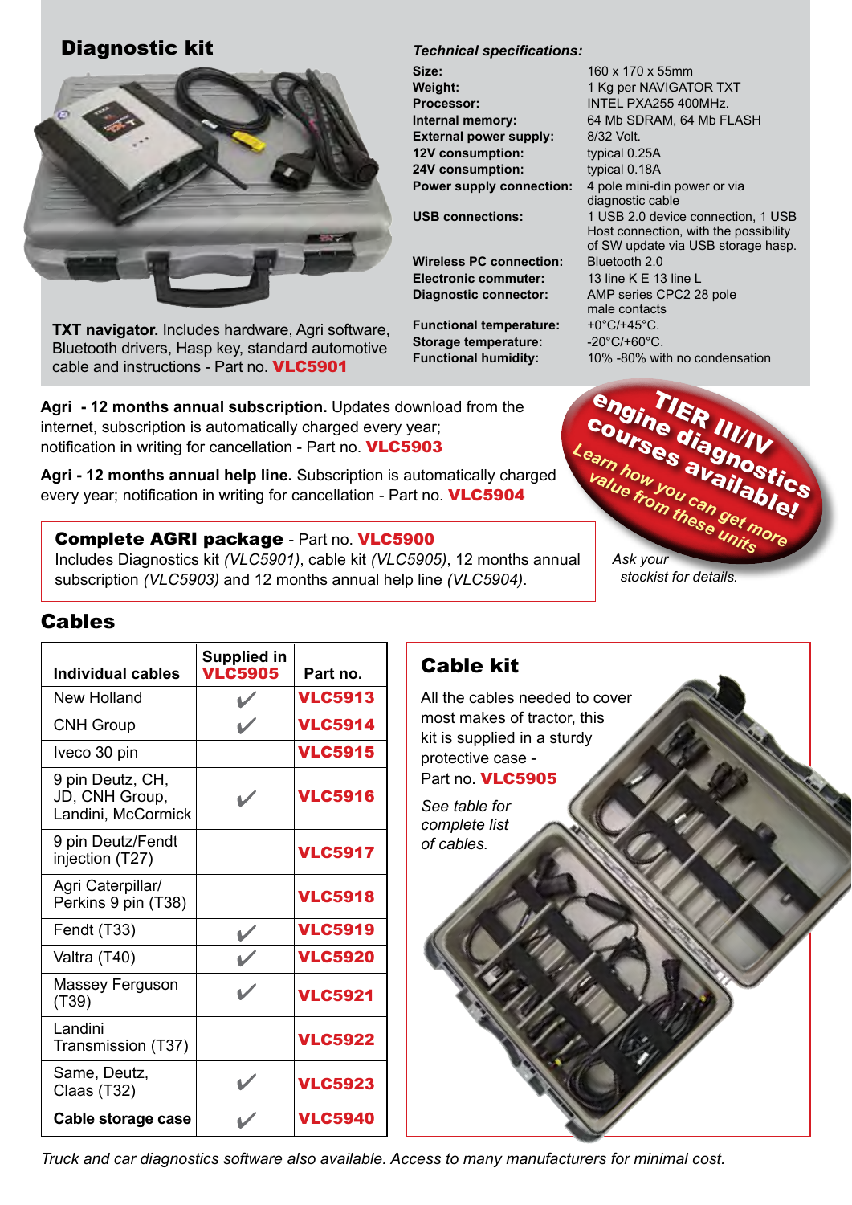## Diagnostic kit

**TXT navigator.** Includes hardware, Agri software, Bluetooth drivers, Hasp key, standard automotive cable and instructions - Part no. **VLC5901**

***Technical specifications:***

| | |
|---|---|
| **Size:** | 160 x 170 x 55mm |
| **Weight:** | 1 Kg per NAVIGATOR TXT |
| **Processor:** | INTEL PXA255 400MHz. |
| **Internal memory:** | 64 Mb SDRAM, 64 Mb FLASH |
| **External power supply:** | 8/32 Volt. |
| **12V consumption:** | typical 0.25A |
| **24V consumption:** | typical 0.18A |
| **Power supply connection:** | 4 pole mini-din power or via diagnostic cable |
| **USB connections:** | 1 USB 2.0 device connection, 1 USB Host connection, with the possibility of SW update via USB storage hasp. |
| **Wireless PC connection:** | Bluetooth 2.0 |
| **Electronic commuter:** | 13 line K E 13 line L |
| **Diagnostic connector:** | AMP series CPC2 28 pole male contacts |
| **Functional temperature:** | +0°C/+45°C. |
| **Storage temperature:** | -20°C/+60°C. |
| **Functional humidity:** | 10% -80% with no condensation |

**Agri - 12 months annual subscription.** Updates download from the internet, subscription is automatically charged every year; notification in writing for cancellation - Part no. **VLC5903**

**Agri - 12 months annual help line.** Subscription is automatically charged every year; notification in writing for cancellation - Part no. **VLC5904**

**TIER III/IV engine diagnostics courses available!**
*Learn how you can get more value from these units*

*Ask your stockist for details.*

**Complete AGRI package** - Part no. **VLC5900**
Includes Diagnostics kit *(VLC5901)*, cable kit *(VLC5905)*, 12 months annual subscription *(VLC5903)* and 12 months annual help line *(VLC5904)*.

## Cables

| Individual cables | Supplied in VLC5905 | Part no. |
|---|---|---|
| New Holland | ✔ | VLC5913 |
| CNH Group | ✔ | VLC5914 |
| Iveco 30 pin | | VLC5915 |
| 9 pin Deutz, CH, JD, CNH Group, Landini, McCormick | ✔ | VLC5916 |
| 9 pin Deutz/Fendt injection (T27) | | VLC5917 |
| Agri Caterpillar/ Perkins 9 pin (T38) | | VLC5918 |
| Fendt (T33) | ✔ | VLC5919 |
| Valtra (T40) | ✔ | VLC5920 |
| Massey Ferguson (T39) | ✔ | VLC5921 |
| Landini Transmission (T37) | | VLC5922 |
| Same, Deutz, Claas (T32) | ✔ | VLC5923 |
| **Cable storage case** | ✔ | VLC5940 |

## Cable kit

All the cables needed to cover most makes of tractor, this kit is supplied in a sturdy protective case - Part no. **VLC5905**

*See table for complete list of cables.*

*Truck and car diagnostics software also available. Access to many manufacturers for minimal cost.*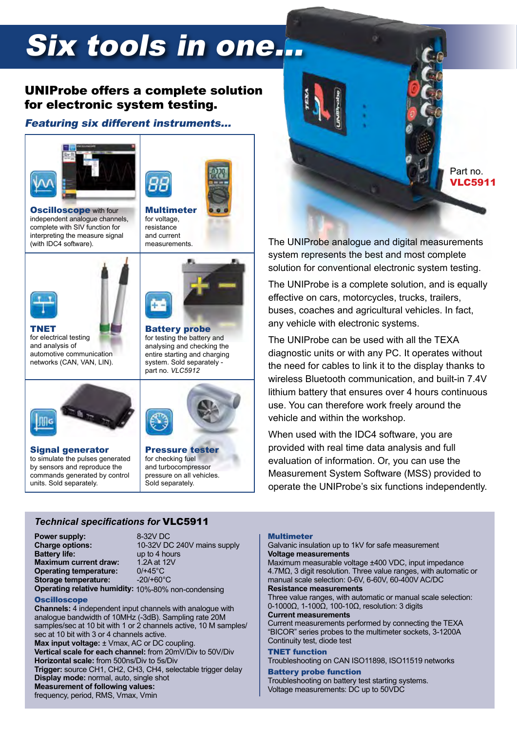# Six tools in one...

## UNIProbe offers a complete solution for electronic system testing.

### *Featuring six different instruments...*

**Oscilloscope** with four independent analogue channels, complete with SIV function for interpreting the measure signal (with IDC4 software).

**Multimeter** for voltage, resistance and current measurements.

**TNET** for electrical testing and analysis of automotive communication networks (CAN, VAN, LIN).

**Battery probe** for testing the battery and analysing and checking the entire starting and charging system. Sold separately - part no. *VLC5912*

**Signal generator** to simulate the pulses generated by sensors and reproduce the commands generated by control units. Sold separately.

**Pressure tester** for checking fuel and turbocompressor pressure on all vehicles. Sold separately.

Part no. **VLC5911**

The UNIProbe analogue and digital measurements system represents the best and most complete solution for conventional electronic system testing.

The UNIProbe is a complete solution, and is equally effective on cars, motorcycles, trucks, trailers, buses, coaches and agricultural vehicles. In fact, any vehicle with electronic systems.

The UNIProbe can be used with all the TEXA diagnostic units or with any PC. It operates without the need for cables to link it to the display thanks to wireless Bluetooth communication, and built-in 7.4V lithium battery that ensures over 4 hours continuous use. You can therefore work freely around the vehicle and within the workshop.

When used with the IDC4 software, you are provided with real time data analysis and full evaluation of information. Or, you can use the Measurement System Software (MSS) provided to operate the UNIProbe's six functions independently.

### *Technical specifications for* VLC5911

| | |
|---|---|
| **Power supply:** | 8-32V DC |
| **Charge options:** | 10-32V DC 240V mains supply |
| **Battery life:** | up to 4 hours |
| **Maximum current draw:** | 1.2A at 12V |
| **Operating temperature:** | 0/+45°C |
| **Storage temperature:** | -20/+60°C |
| **Operating relative humidity:** | 10%-80% non-condensing |

**Oscilloscope**

**Channels:** 4 independent input channels with analogue with analogue bandwidth of 10MHz (-3dB). Sampling rate 20M samples/sec at 10 bit with 1 or 2 channels active, 10 M samples/sec at 10 bit with 3 or 4 channels active.
**Max input voltage:** ± Vmax, AC or DC coupling.
**Vertical scale for each channel:** from 20mV/Div to 50V/Div
**Horizontal scale:** from 500ns/Div to 5s/Div
**Trigger:** source CH1, CH2, CH3, CH4, selectable trigger delay
**Display mode:** normal, auto, single shot
**Measurement of following values:**
frequency, period, RMS, Vmax, Vmin

**Multimeter**

Galvanic insulation up to 1kV for safe measurement
**Voltage measurements**
Maximum measurable voltage ±400 VDC, input impedance 4.7MΩ, 3 digit resolution. Three value ranges, with automatic or manual scale selection: 0-6V, 6-60V, 60-400V AC/DC
**Resistance measurements**
Three value ranges, with automatic or manual scale selection: 0-1000Ω, 1-100Ω, 100-10Ω, resolution: 3 digits
**Current measurements**
Current measurements performed by connecting the TEXA "BICOR" series probes to the multimeter sockets, 3-1200A
Continuity test, diode test

**TNET function**

Troubleshooting on CAN ISO11898, ISO11519 networks

**Battery probe function**

Troubleshooting on battery test starting systems.
Voltage measurements: DC up to 50VDC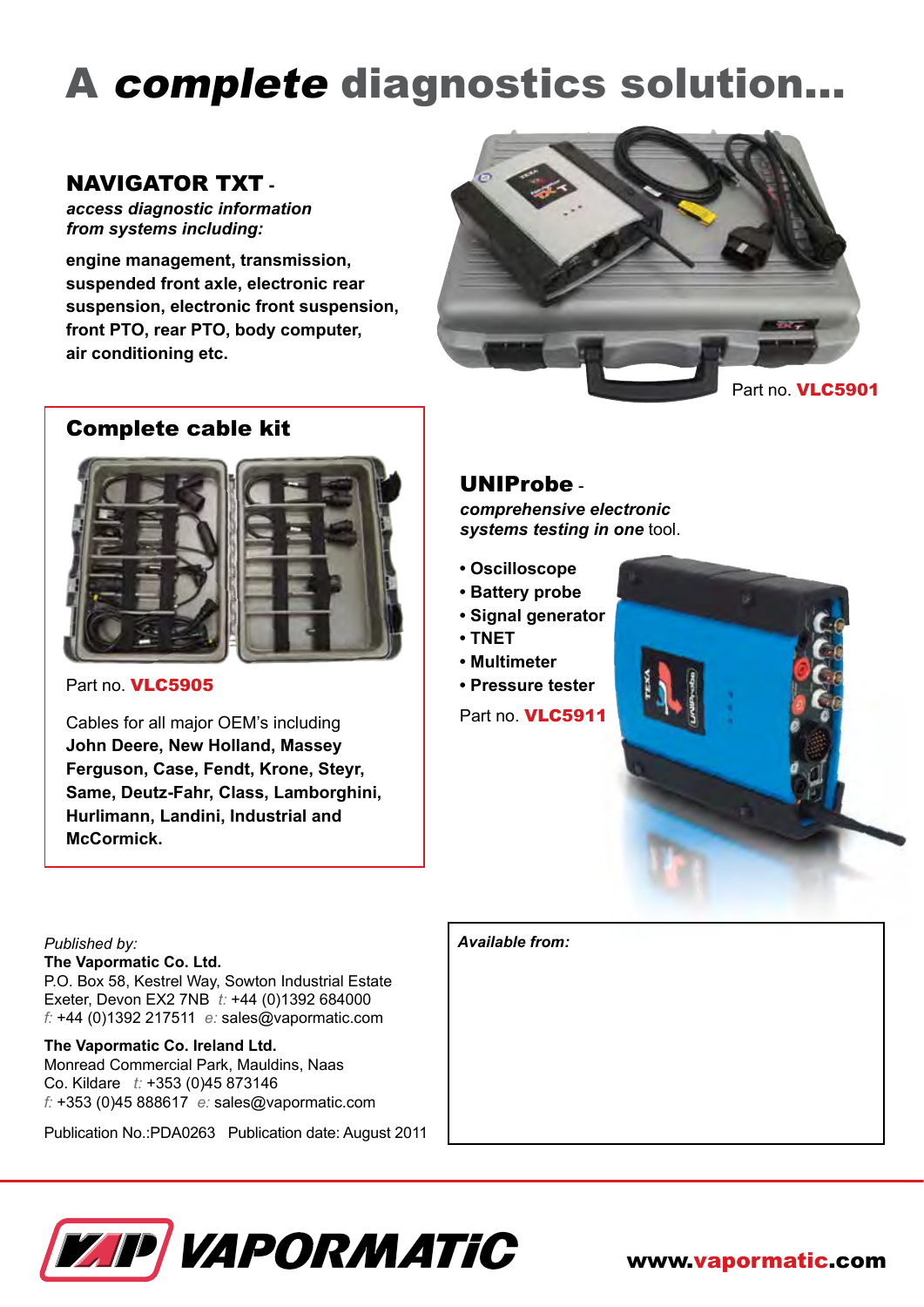# A *complete* diagnostics solution...

## NAVIGATOR TXT -

***access diagnostic information from systems including:***

**engine management, transmission, suspended front axle, electronic rear suspension, electronic front suspension, front PTO, rear PTO, body computer, air conditioning etc.**

Part no. **VLC5901**

## Complete cable kit

Part no. **VLC5905**

Cables for all major OEM's including **John Deere, New Holland, Massey Ferguson, Case, Fendt, Krone, Steyr, Same, Deutz-Fahr, Class, Lamborghini, Hurlimann, Landini, Industrial and McCormick.**

## UNIProbe -

***comprehensive electronic systems testing in one*** tool.

- **Oscilloscope**
- **Battery probe**
- **Signal generator**
- **TNET**
- **Multimeter**
- **Pressure tester**

Part no. **VLC5911**

*Published by:*

**The Vapormatic Co. Ltd.**
P.O. Box 58, Kestrel Way, Sowton Industrial Estate
Exeter, Devon EX2 7NB *t:* +44 (0)1392 684000
*f:* +44 (0)1392 217511 *e:* sales@vapormatic.com

**The Vapormatic Co. Ireland Ltd.**
Monread Commercial Park, Mauldins, Naas
Co. Kildare *t:* +353 (0)45 873146
*f:* +353 (0)45 888617 *e:* sales@vapormatic.com

Publication No.:PDA0263 Publication date: August 2011

***Available from:***

VAPORMATIC

www.vapormatic.com